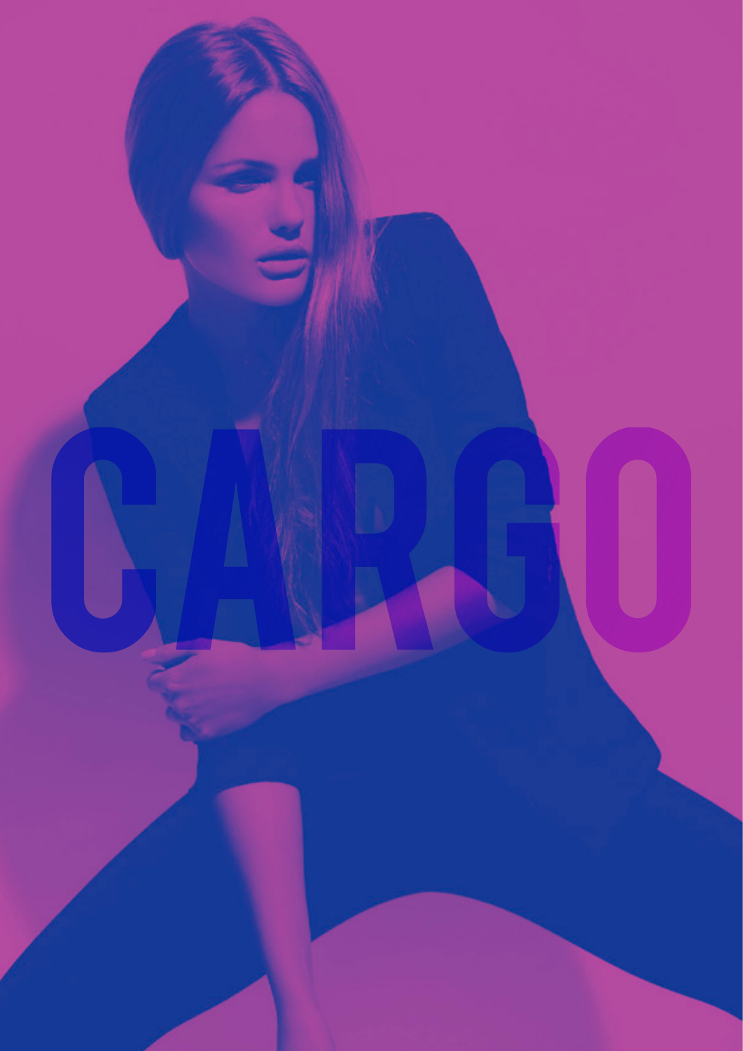# CARGO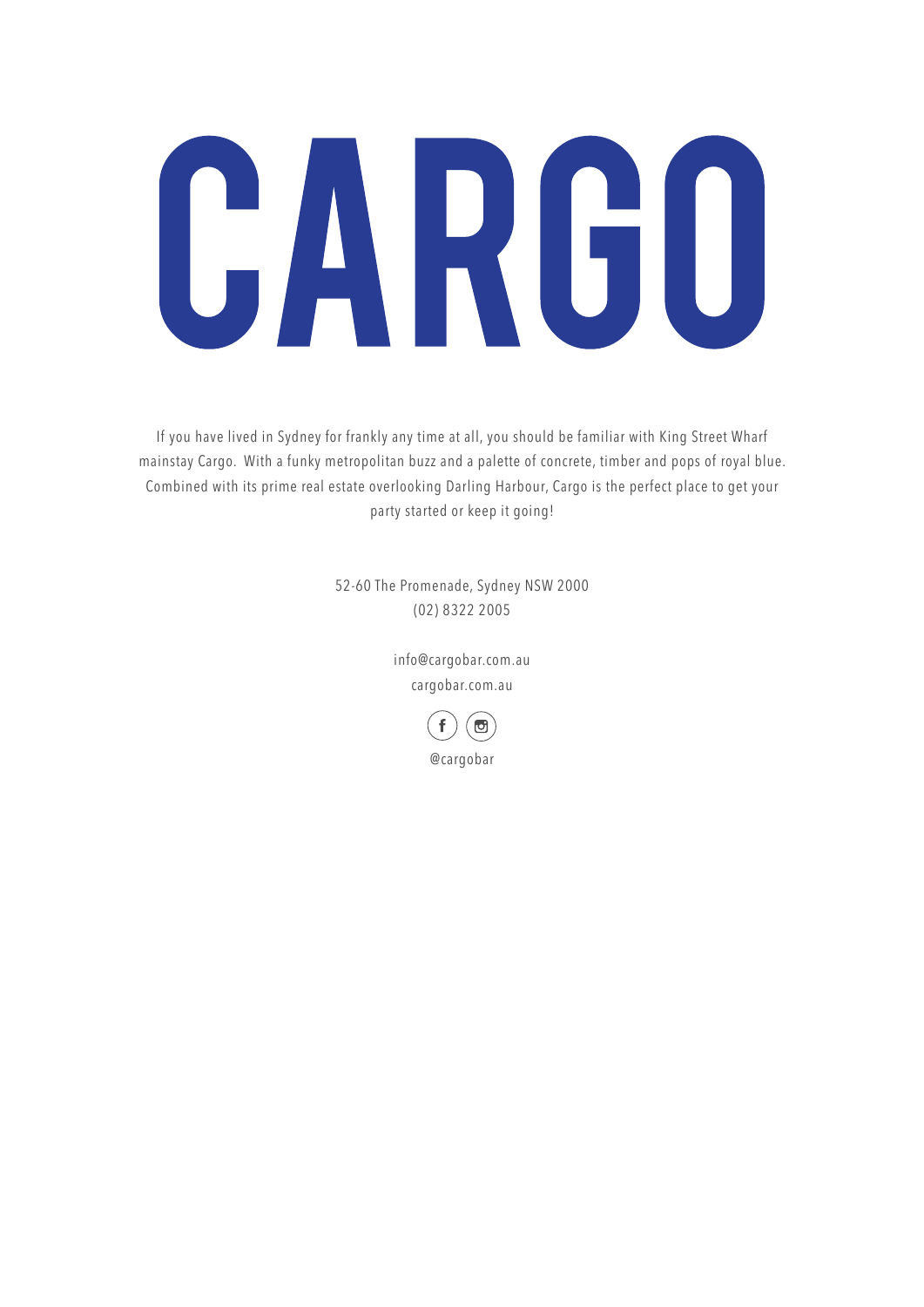# CARGO

If you have lived in Sydney for frankly any time at all, you should be familiar with King Street Wharf mainstay Cargo. With a funky metropolitan buzz and a palette of concrete, timber and pops of royal blue. Combined with its prime real estate overlooking Darling Harbour, Cargo is the perfect place to get your party started or keep it going!

52-60 The Promenade, Sydney NSW 2000
(02) 8322 2005

info@cargobar.com.au
cargobar.com.au

@cargobar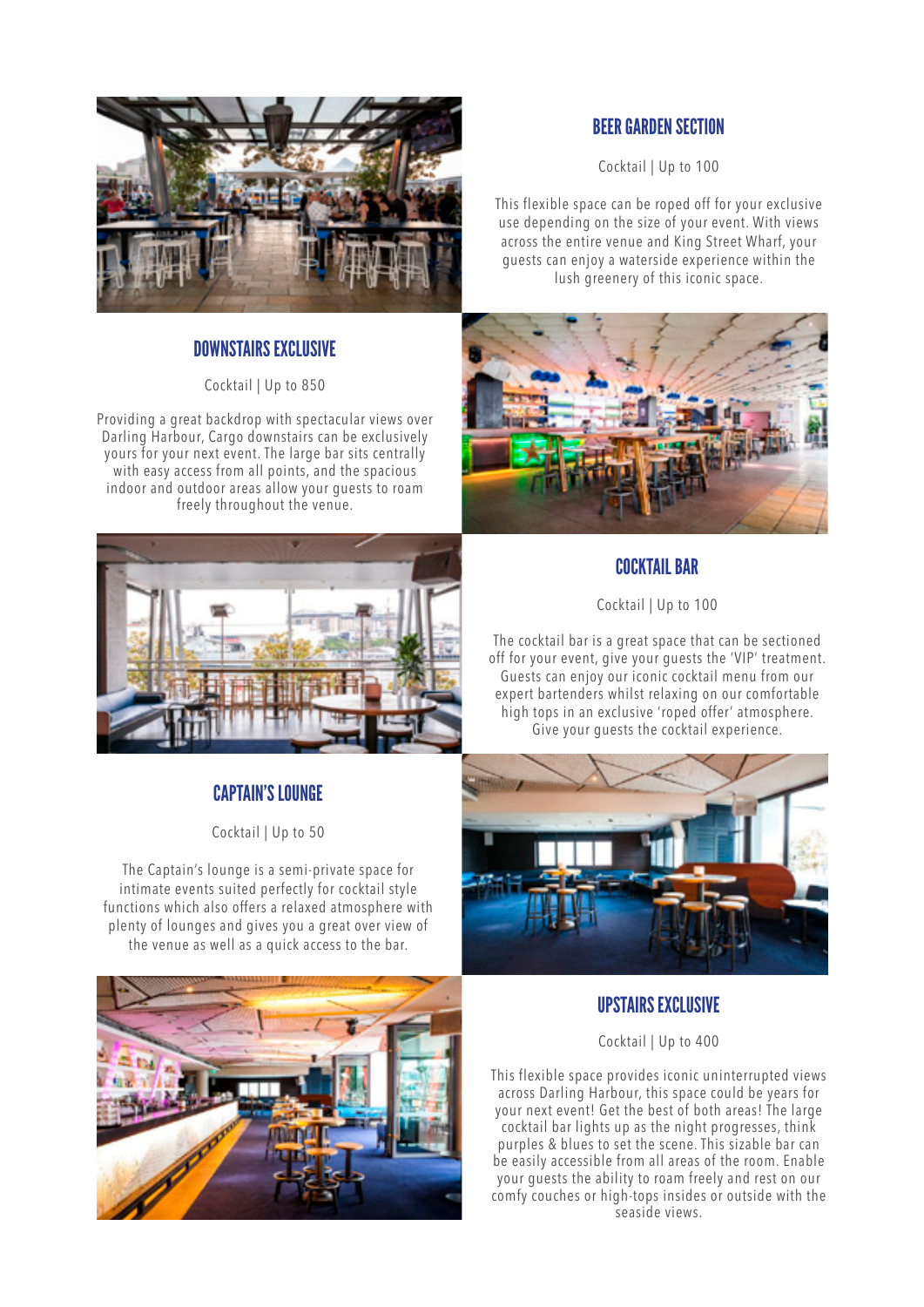## BEER GARDEN SECTION

Cocktail | Up to 100

This flexible space can be roped off for your exclusive use depending on the size of your event. With views across the entire venue and King Street Wharf, your guests can enjoy a waterside experience within the lush greenery of this iconic space.

## DOWNSTAIRS EXCLUSIVE

Cocktail | Up to 850

Providing a great backdrop with spectacular views over Darling Harbour, Cargo downstairs can be exclusively yours for your next event. The large bar sits centrally with easy access from all points, and the spacious indoor and outdoor areas allow your guests to roam freely throughout the venue.

## COCKTAIL BAR

Cocktail | Up to 100

The cocktail bar is a great space that can be sectioned off for your event, give your guests the 'VIP' treatment. Guests can enjoy our iconic cocktail menu from our expert bartenders whilst relaxing on our comfortable high tops in an exclusive 'roped offer' atmosphere. Give your guests the cocktail experience.

## CAPTAIN'S LOUNGE

Cocktail | Up to 50

The Captain's lounge is a semi-private space for intimate events suited perfectly for cocktail style functions which also offers a relaxed atmosphere with plenty of lounges and gives you a great over view of the venue as well as a quick access to the bar.

## UPSTAIRS EXCLUSIVE

Cocktail | Up to 400

This flexible space provides iconic uninterrupted views across Darling Harbour, this space could be years for your next event! Get the best of both areas! The large cocktail bar lights up as the night progresses, think purples & blues to set the scene. This sizable bar can be easily accessible from all areas of the room. Enable your guests the ability to roam freely and rest on our comfy couches or high-tops insides or outside with the seaside views.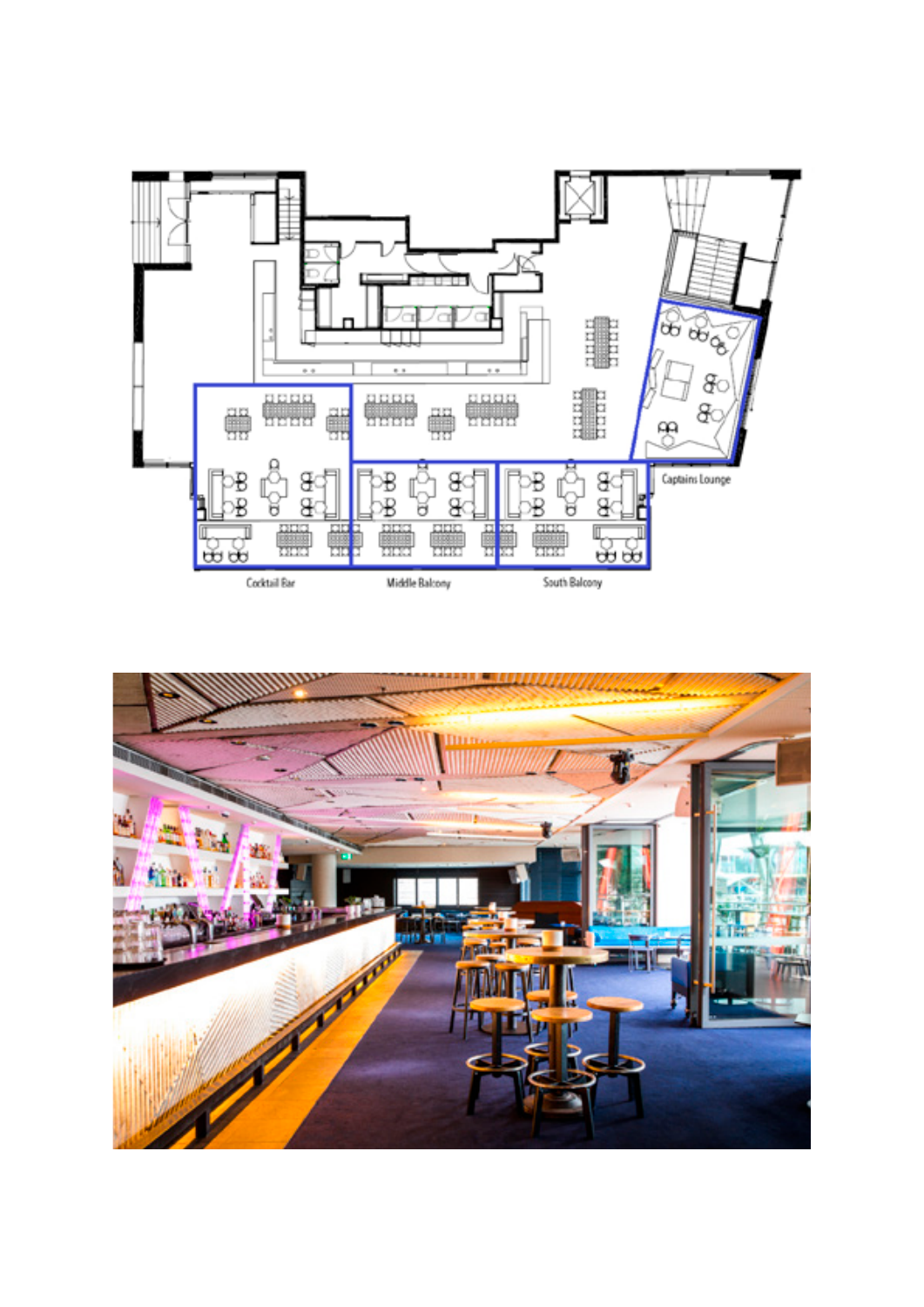Captains Lounge

Cocktail Bar

Middle Balcony

South Balcony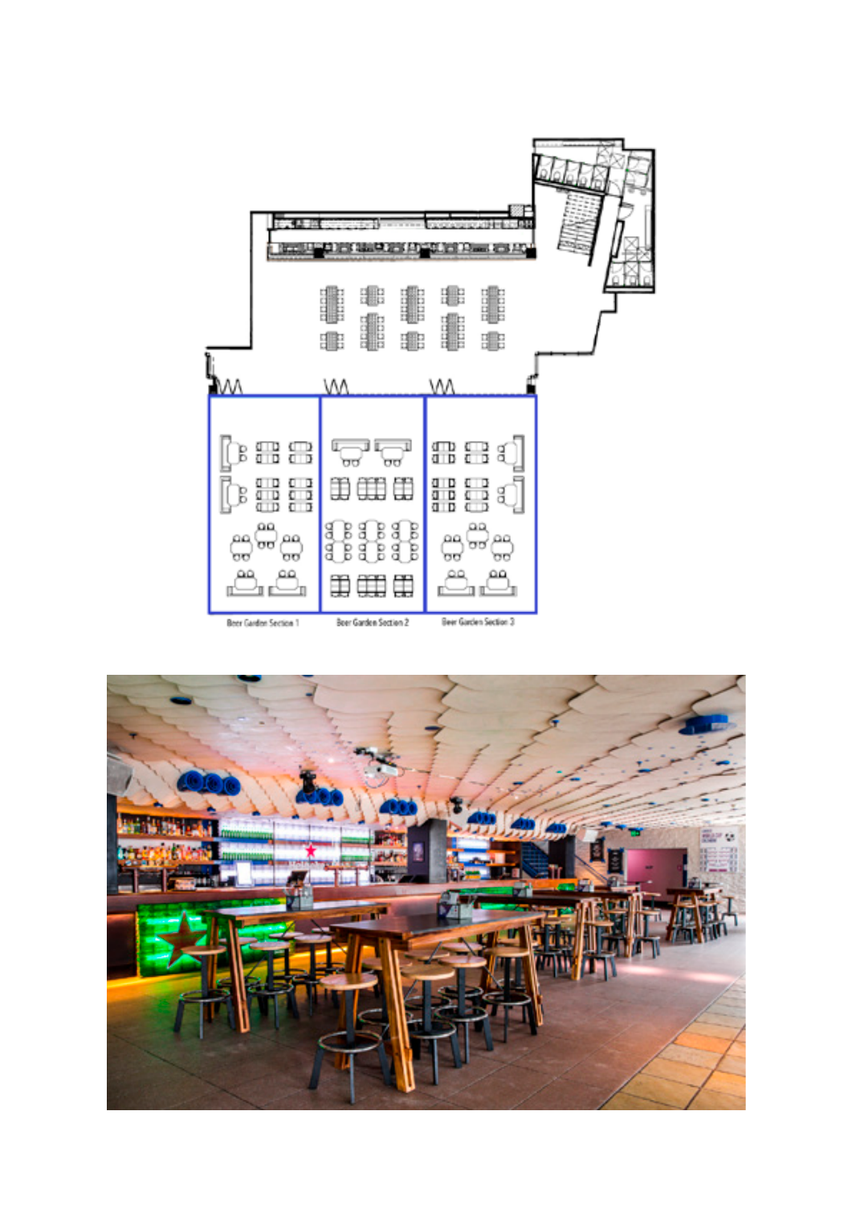Beer Garden Section 1

Beer Garden Section 2

Beer Garden Section 3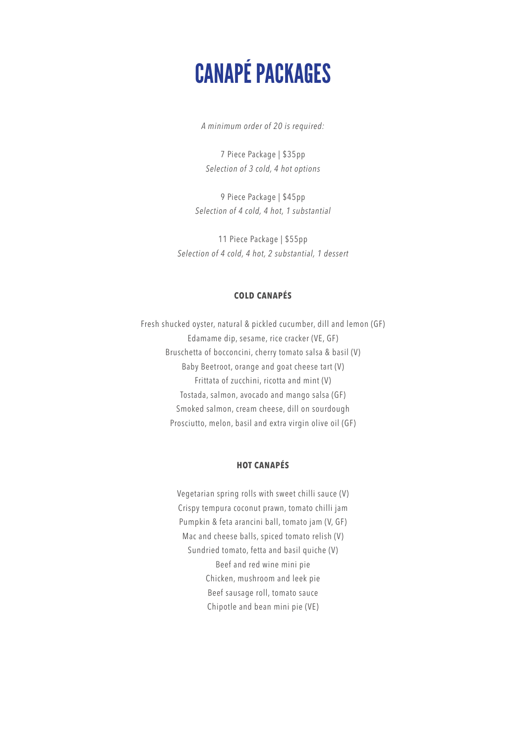# CANAPÉ PACKAGES

*A minimum order of 20 is required:*

7 Piece Package | $35pp
*Selection of 3 cold, 4 hot options*

9 Piece Package | $45pp
*Selection of 4 cold, 4 hot, 1 substantial*

11 Piece Package | $55pp
*Selection of 4 cold, 4 hot, 2 substantial, 1 dessert*

### COLD CANAPÉS

Fresh shucked oyster, natural & pickled cucumber, dill and lemon (GF)
Edamame dip, sesame, rice cracker (VE, GF)
Bruschetta of bocconcini, cherry tomato salsa & basil (V)
Baby Beetroot, orange and goat cheese tart (V)
Frittata of zucchini, ricotta and mint (V)
Tostada, salmon, avocado and mango salsa (GF)
Smoked salmon, cream cheese, dill on sourdough
Prosciutto, melon, basil and extra virgin olive oil (GF)

### HOT CANAPÉS

Vegetarian spring rolls with sweet chilli sauce (V)
Crispy tempura coconut prawn, tomato chilli jam
Pumpkin & feta arancini ball, tomato jam (V, GF)
Mac and cheese balls, spiced tomato relish (V)
Sundried tomato, fetta and basil quiche (V)
Beef and red wine mini pie
Chicken, mushroom and leek pie
Beef sausage roll, tomato sauce
Chipotle and bean mini pie (VE)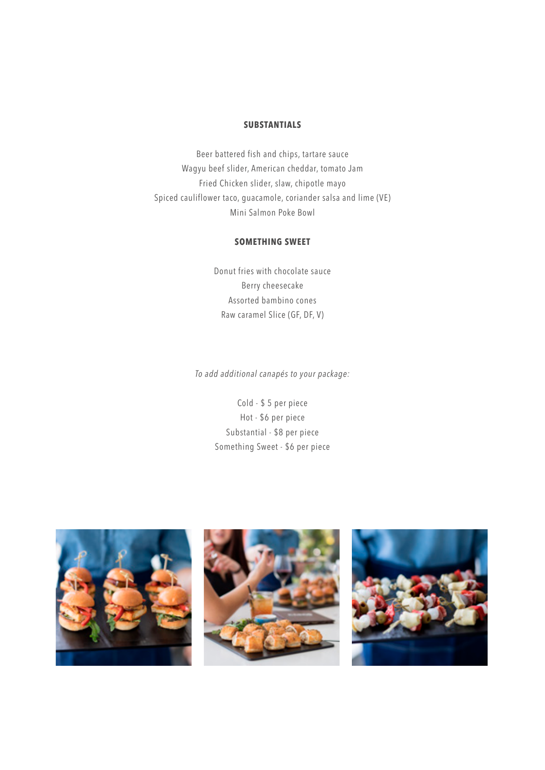## SUBSTANTIALS

Beer battered fish and chips, tartare sauce
Wagyu beef slider, American cheddar, tomato Jam
Fried Chicken slider, slaw, chipotle mayo
Spiced cauliflower taco, guacamole, coriander salsa and lime (VE)
Mini Salmon Poke Bowl

## SOMETHING SWEET

Donut fries with chocolate sauce
Berry cheesecake
Assorted bambino cones
Raw caramel Slice (GF, DF, V)

*To add additional canapés to your package:*

Cold - $ 5 per piece
Hot - $6 per piece
Substantial - $8 per piece
Something Sweet - $6 per piece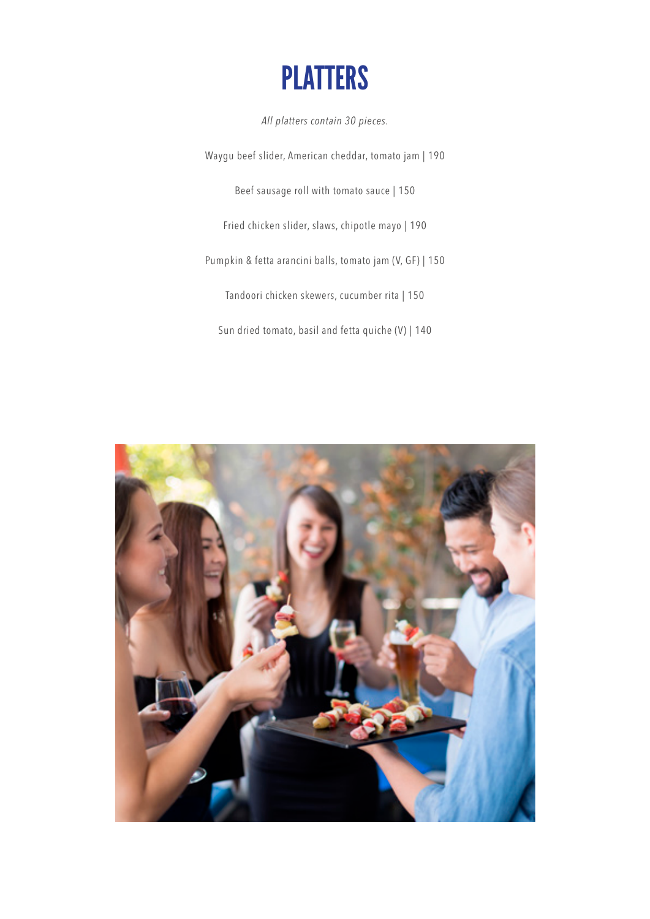# PLATTERS

*All platters contain 30 pieces.*

Waygu beef slider, American cheddar, tomato jam | 190

Beef sausage roll with tomato sauce | 150

Fried chicken slider, slaws, chipotle mayo | 190

Pumpkin & fetta arancini balls, tomato jam (V, GF) | 150

Tandoori chicken skewers, cucumber rita | 150

Sun dried tomato, basil and fetta quiche (V) | 140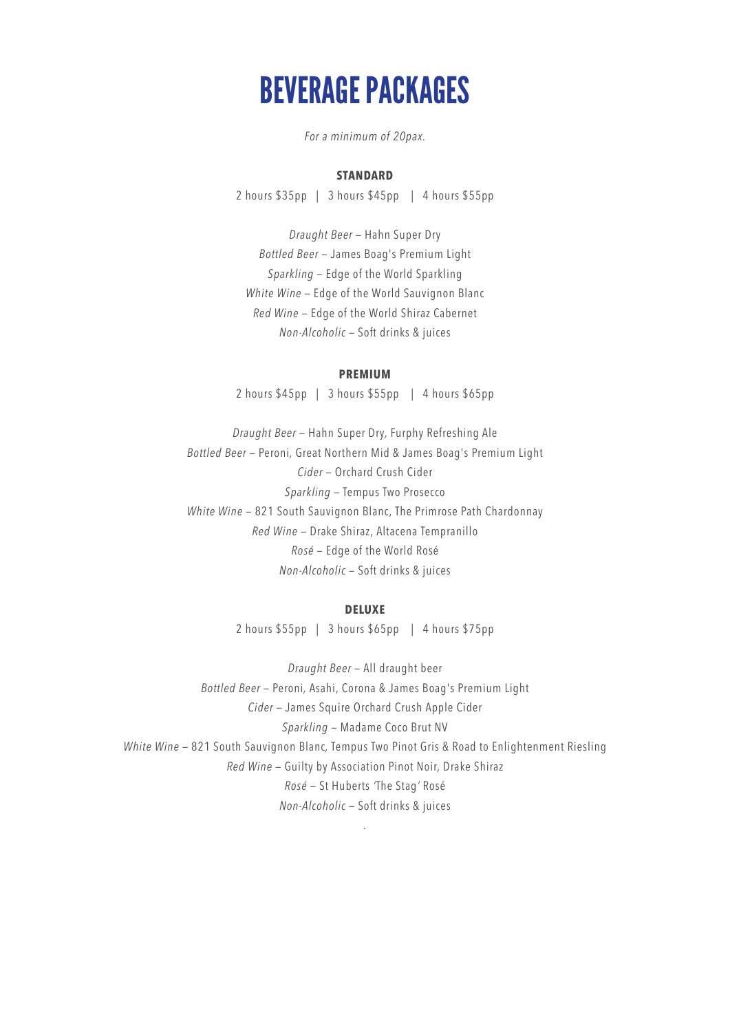# BEVERAGE PACKAGES

*For a minimum of 20pax.*

## STANDARD

2 hours $35pp | 3 hours $45pp | 4 hours $55pp

*Draught Beer* – Hahn Super Dry
*Bottled Beer* – James Boag's Premium Light
*Sparkling* – Edge of the World Sparkling
*White Wine* – Edge of the World Sauvignon Blanc
*Red Wine* – Edge of the World Shiraz Cabernet
*Non-Alcoholic* – Soft drinks & juices

## PREMIUM

2 hours $45pp | 3 hours $55pp | 4 hours $65pp

*Draught Beer* – Hahn Super Dry, Furphy Refreshing Ale
*Bottled Beer* – Peroni, Great Northern Mid & James Boag's Premium Light
*Cider* – Orchard Crush Cider
*Sparkling* – Tempus Two Prosecco
*White Wine* – 821 South Sauvignon Blanc, The Primrose Path Chardonnay
*Red Wine* – Drake Shiraz, Altacena Tempranillo
*Rosé* – Edge of the World Rosé
*Non-Alcoholic* – Soft drinks & juices

## DELUXE

2 hours $55pp | 3 hours $65pp | 4 hours $75pp

*Draught Beer* – All draught beer
*Bottled Beer* – Peroni, Asahi, Corona & James Boag's Premium Light
*Cider* – James Squire Orchard Crush Apple Cider
*Sparkling* – Madame Coco Brut NV
*White Wine* – 821 South Sauvignon Blanc, Tempus Two Pinot Gris & Road to Enlightenment Riesling
*Red Wine* – Guilty by Association Pinot Noir, Drake Shiraz
*Rosé* – St Huberts 'The Stag' Rosé
*Non-Alcoholic* – Soft drinks & juices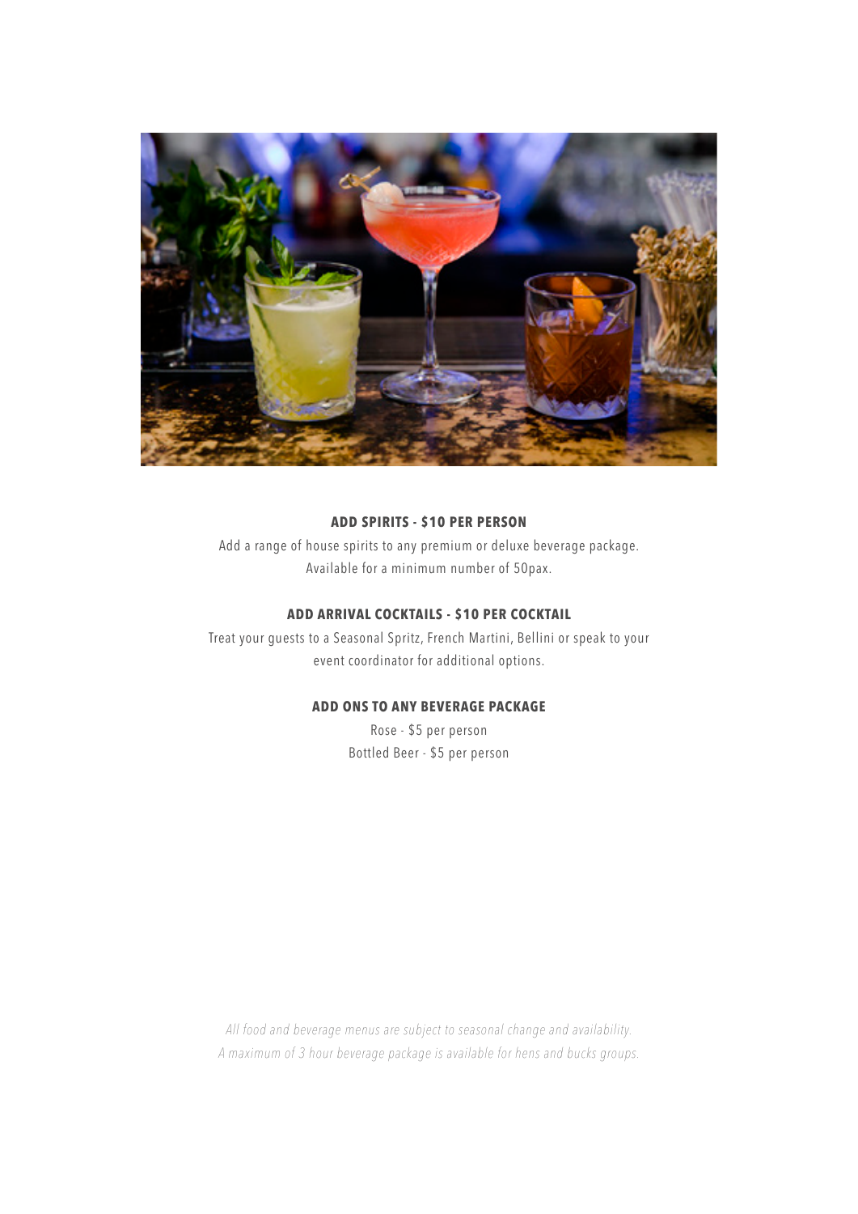### ADD SPIRITS - $10 PER PERSON

Add a range of house spirits to any premium or deluxe beverage package.
Available for a minimum number of 50pax.

### ADD ARRIVAL COCKTAILS - $10 PER COCKTAIL

Treat your guests to a Seasonal Spritz, French Martini, Bellini or speak to your event coordinator for additional options.

### ADD ONS TO ANY BEVERAGE PACKAGE

Rose - $5 per person
Bottled Beer - $5 per person

*All food and beverage menus are subject to seasonal change and availability.*
*A maximum of 3 hour beverage package is available for hens and bucks groups.*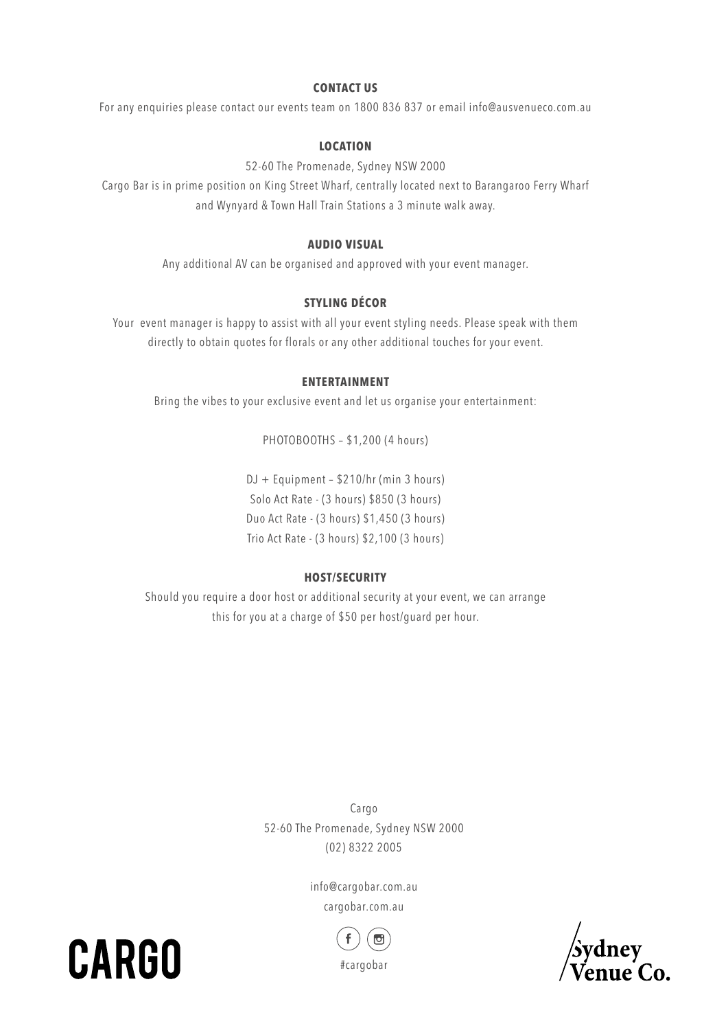## CONTACT US

For any enquiries please contact our events team on 1800 836 837 or email info@ausvenueco.com.au

## LOCATION

52-60 The Promenade, Sydney NSW 2000

Cargo Bar is in prime position on King Street Wharf, centrally located next to Barangaroo Ferry Wharf and Wynyard & Town Hall Train Stations a 3 minute walk away.

## AUDIO VISUAL

Any additional AV can be organised and approved with your event manager.

## STYLING DÉCOR

Your event manager is happy to assist with all your event styling needs. Please speak with them directly to obtain quotes for florals or any other additional touches for your event.

## ENTERTAINMENT

Bring the vibes to your exclusive event and let us organise your entertainment:

PHOTOBOOTHS – $1,200 (4 hours)

DJ + Equipment – $210/hr (min 3 hours)
Solo Act Rate - (3 hours) $850 (3 hours)
Duo Act Rate - (3 hours) $1,450 (3 hours)
Trio Act Rate - (3 hours) $2,100 (3 hours)

## HOST/SECURITY

Should you require a door host or additional security at your event, we can arrange this for you at a charge of $50 per host/guard per hour.

Cargo
52-60 The Promenade, Sydney NSW 2000
(02) 8322 2005

info@cargobar.com.au
cargobar.com.au

#cargobar

CARGO

Sydney Venue Co.